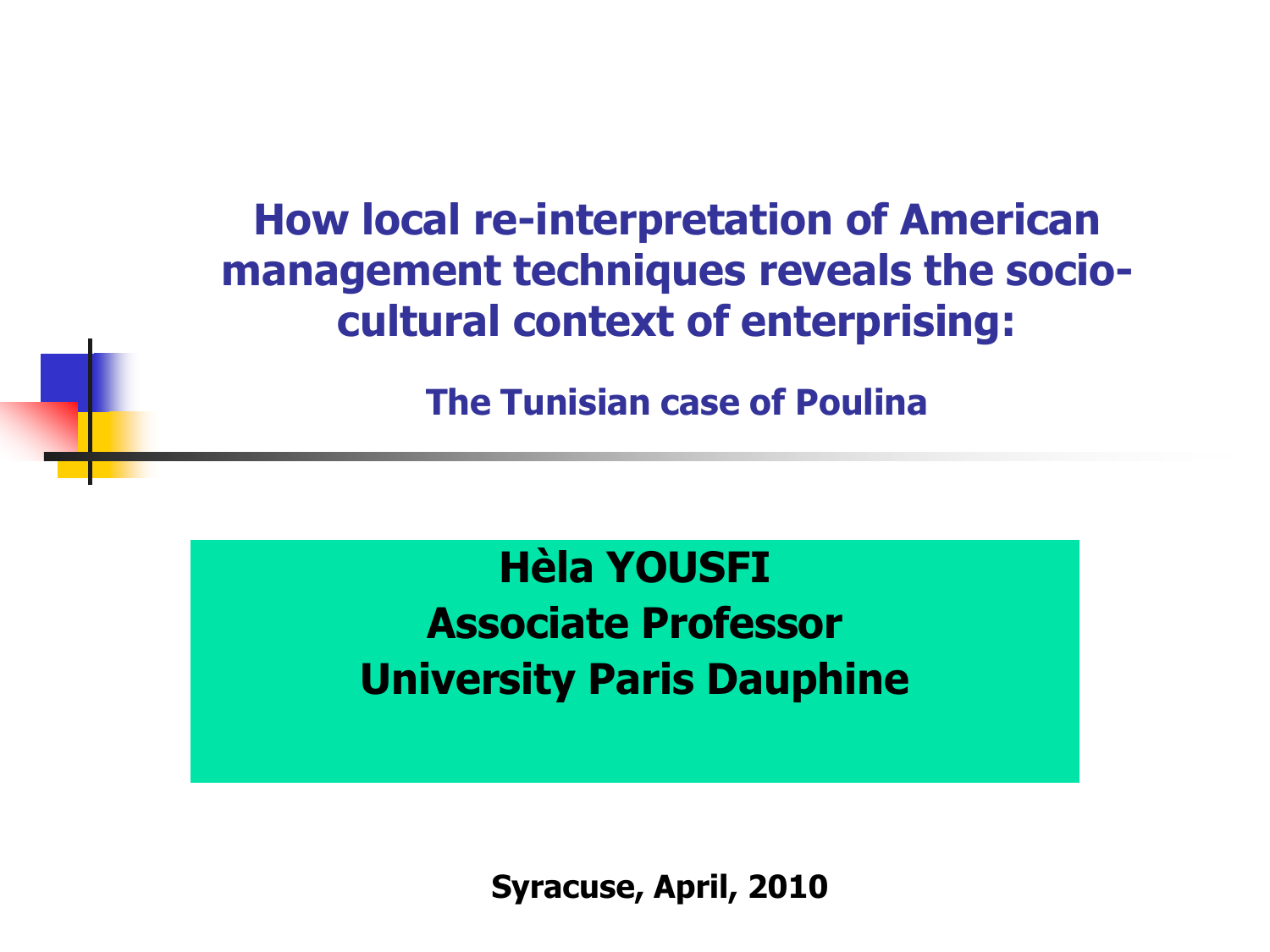# How local re-interpretation of American management techniques reveals the socio-cultural context of enterprising:

## The Tunisian case of Poulina

**Hèla YOUSFI**
**Associate Professor**
**University Paris Dauphine**

**Syracuse, April, 2010**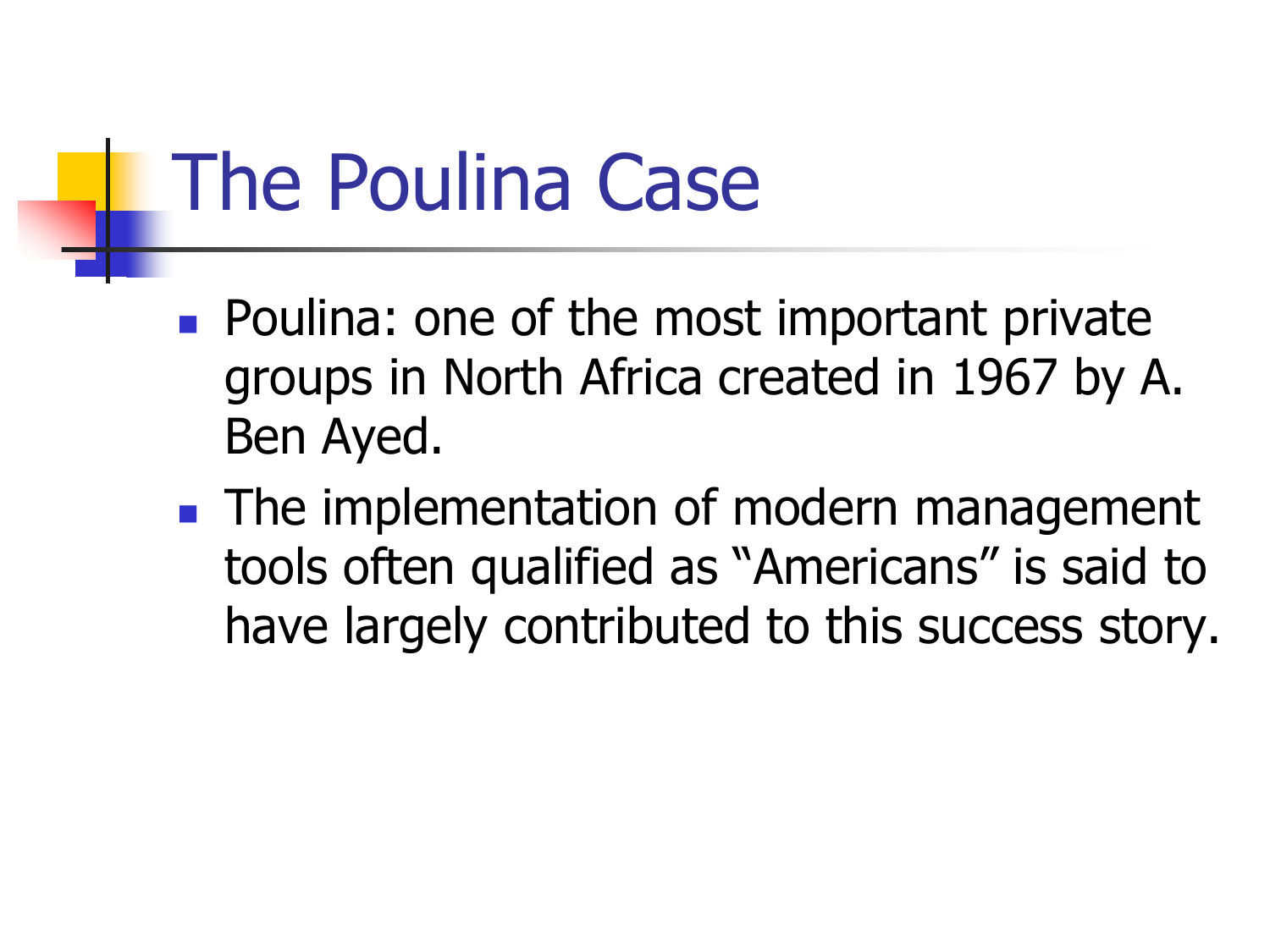# The Poulina Case

- Poulina: one of the most important private groups in North Africa created in 1967 by A. Ben Ayed.
- The implementation of modern management tools often qualified as "Americans" is said to have largely contributed to this success story.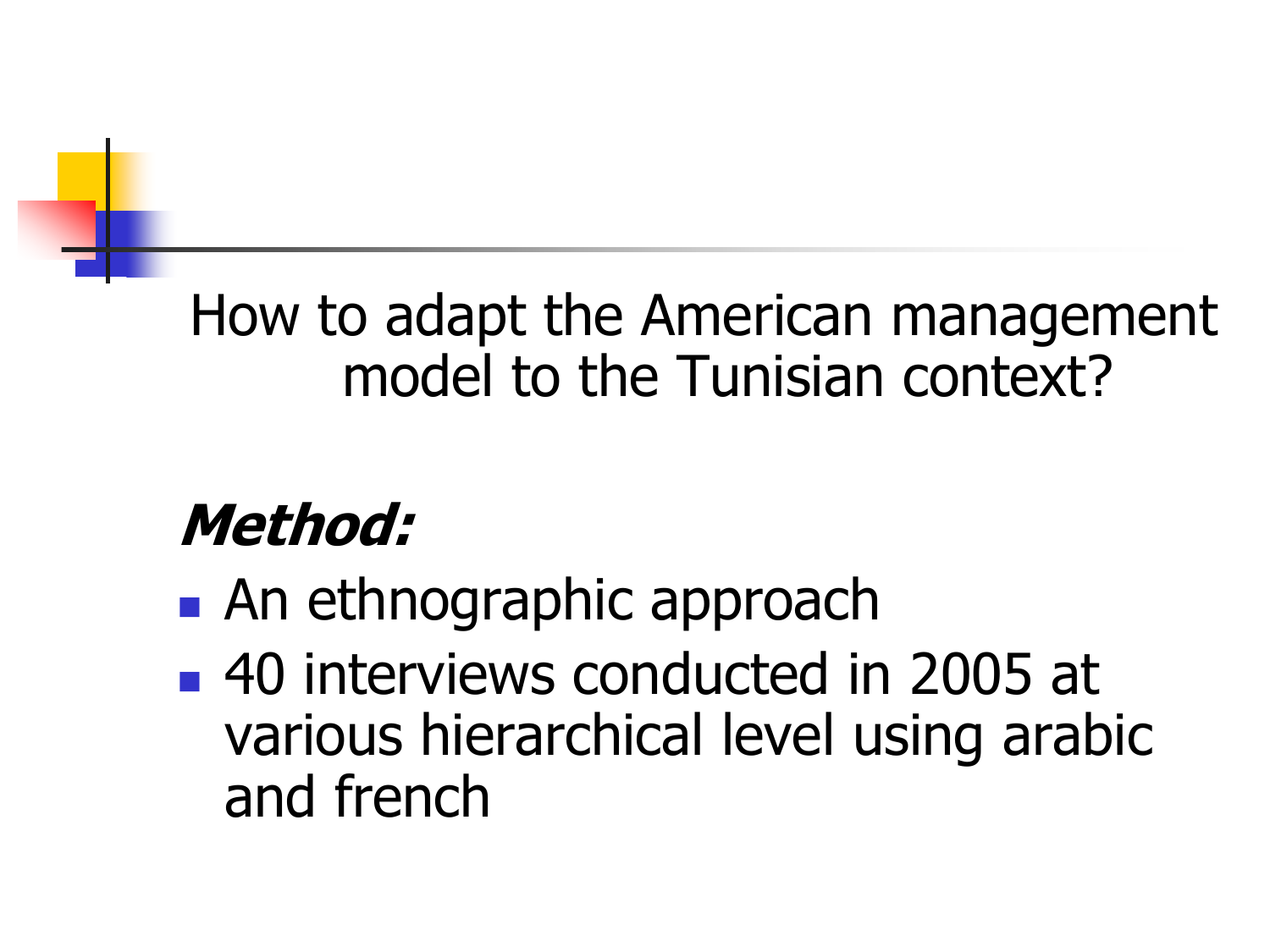## How to adapt the American management model to the Tunisian context?

***Method:***

- An ethnographic approach
- 40 interviews conducted in 2005 at various hierarchical level using arabic and french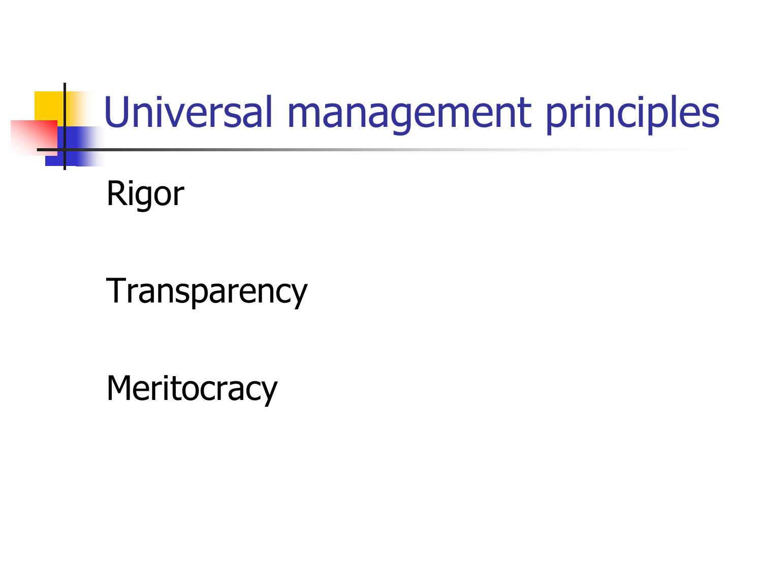# Universal management principles

Rigor

Transparency

Meritocracy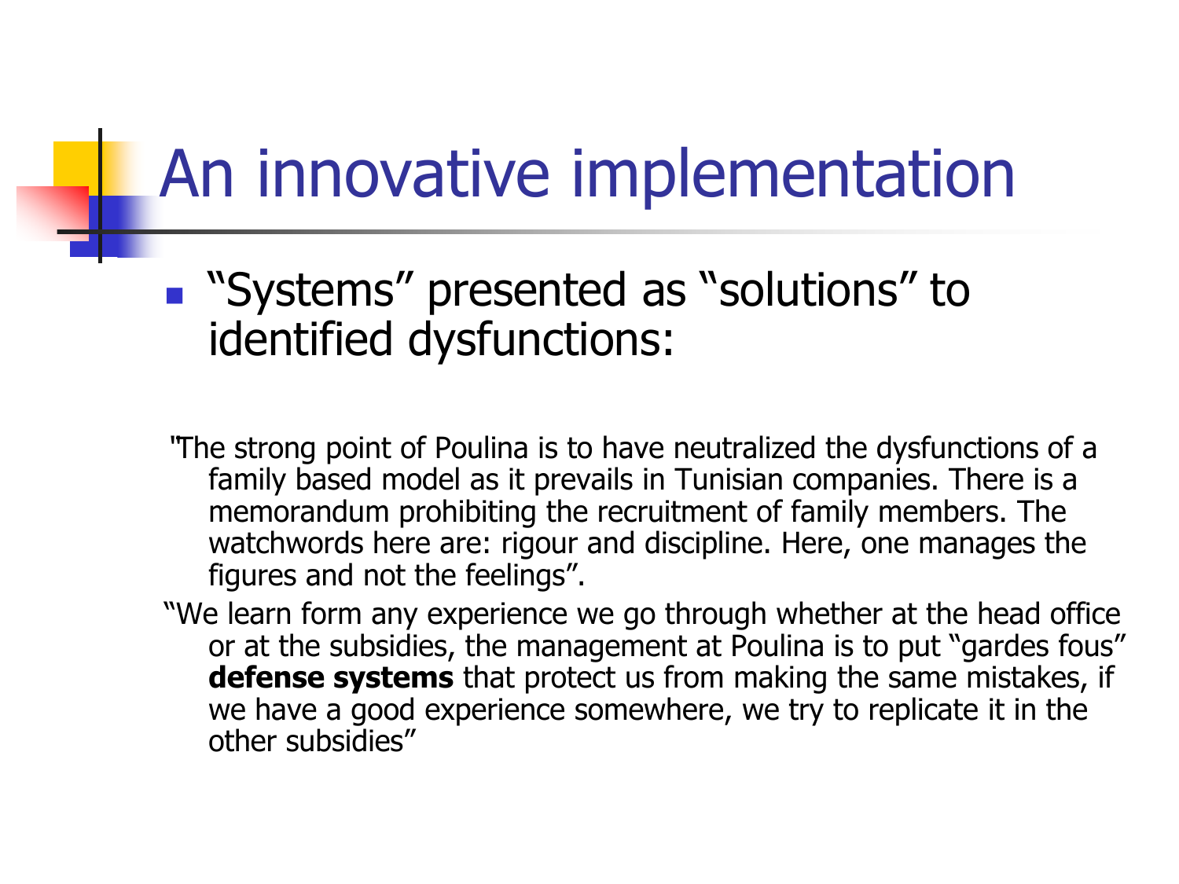# An innovative implementation

- "Systems" presented as "solutions" to identified dysfunctions:

"The strong point of Poulina is to have neutralized the dysfunctions of a family based model as it prevails in Tunisian companies. There is a memorandum prohibiting the recruitment of family members. The watchwords here are: rigour and discipline. Here, one manages the figures and not the feelings".

"We learn form any experience we go through whether at the head office or at the subsidies, the management at Poulina is to put "gardes fous" **defense systems** that protect us from making the same mistakes, if we have a good experience somewhere, we try to replicate it in the other subsidies"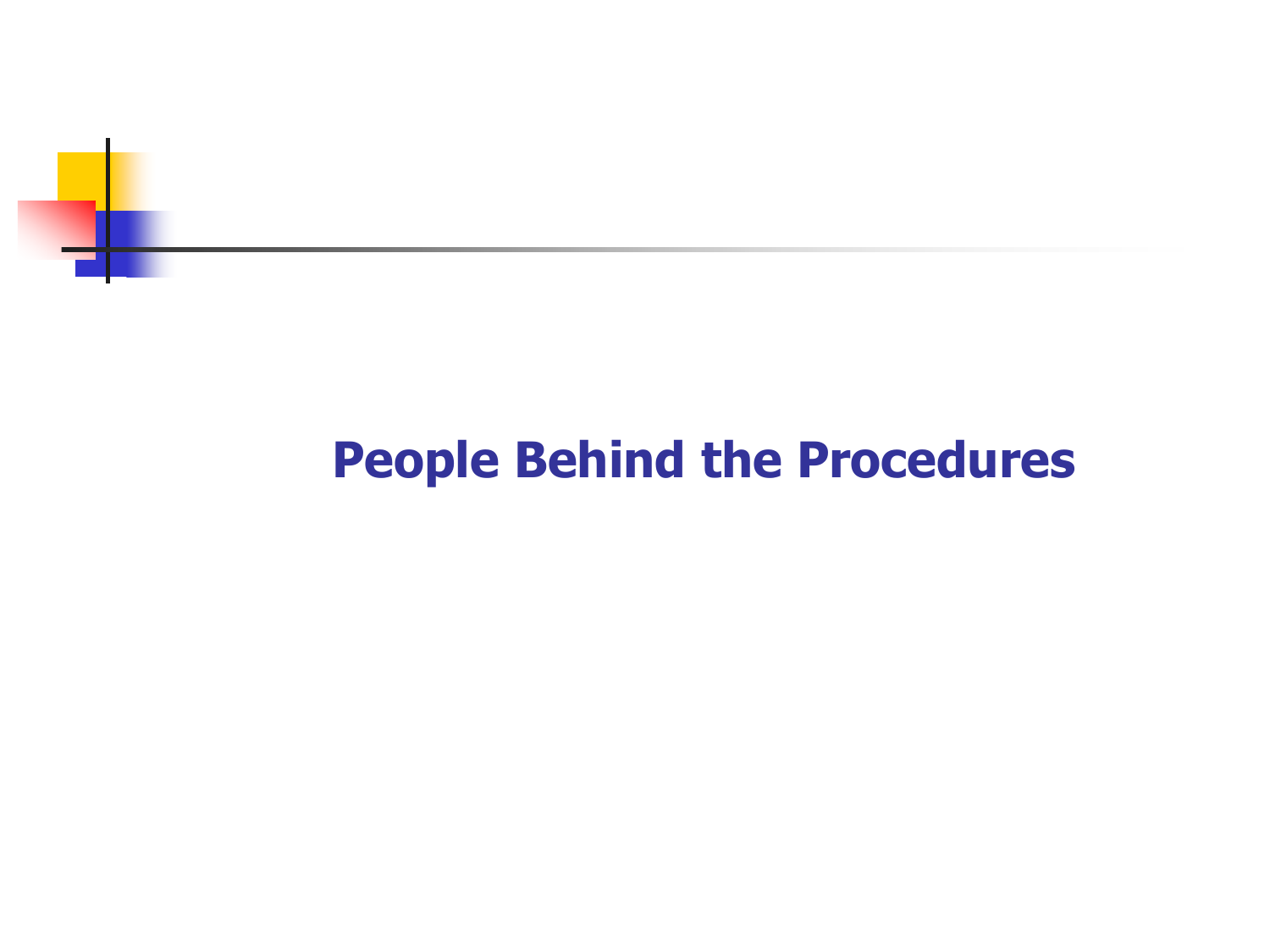# People Behind the Procedures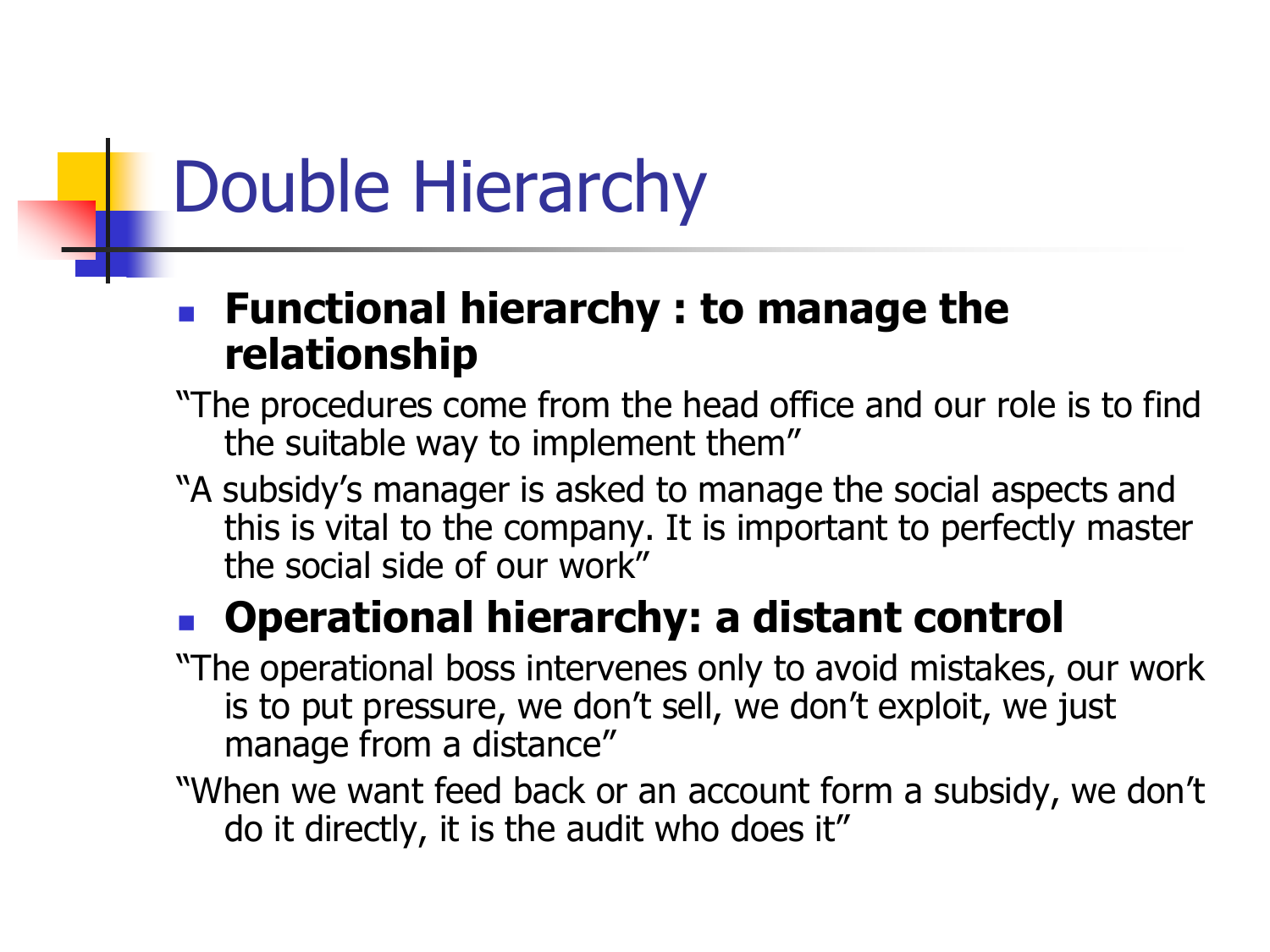# Double Hierarchy

- **Functional hierarchy : to manage the relationship**

"The procedures come from the head office and our role is to find the suitable way to implement them"

"A subsidy's manager is asked to manage the social aspects and this is vital to the company. It is important to perfectly master the social side of our work"

- **Operational hierarchy: a distant control**

"The operational boss intervenes only to avoid mistakes, our work is to put pressure, we don't sell, we don't exploit, we just manage from a distance"

"When we want feed back or an account form a subsidy, we don't do it directly, it is the audit who does it"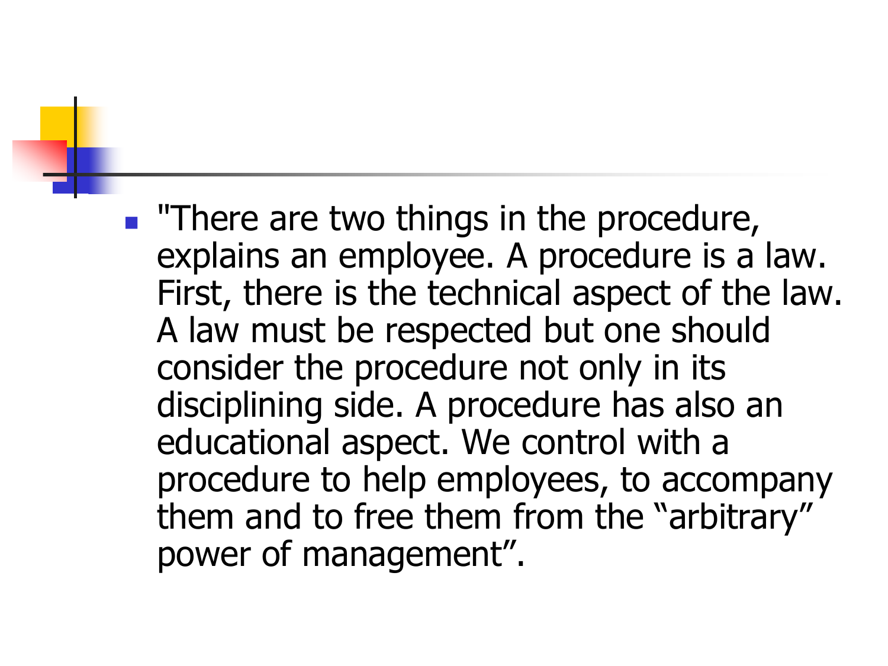- "There are two things in the procedure, explains an employee. A procedure is a law. First, there is the technical aspect of the law. A law must be respected but one should consider the procedure not only in its disciplining side. A procedure has also an educational aspect. We control with a procedure to help employees, to accompany them and to free them from the “arbitrary” power of management”.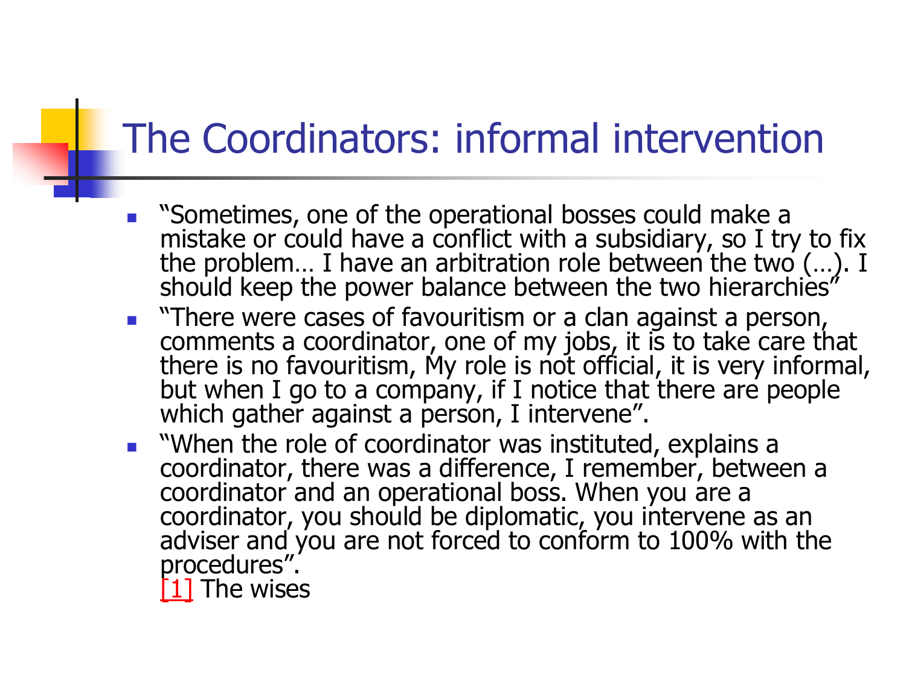# The Coordinators: informal intervention

- "Sometimes, one of the operational bosses could make a mistake or could have a conflict with a subsidiary, so I try to fix the problem… I have an arbitration role between the two (…). I should keep the power balance between the two hierarchies"
- "There were cases of favouritism or a clan against a person, comments a coordinator, one of my jobs, it is to take care that there is no favouritism, My role is not official, it is very informal, but when I go to a company, if I notice that there are people which gather against a person, I intervene".
- "When the role of coordinator was instituted, explains a coordinator, there was a difference, I remember, between a coordinator and an operational boss. When you are a coordinator, you should be diplomatic, you intervene as an adviser and you are not forced to conform to 100% with the procedures".
  [1] The wises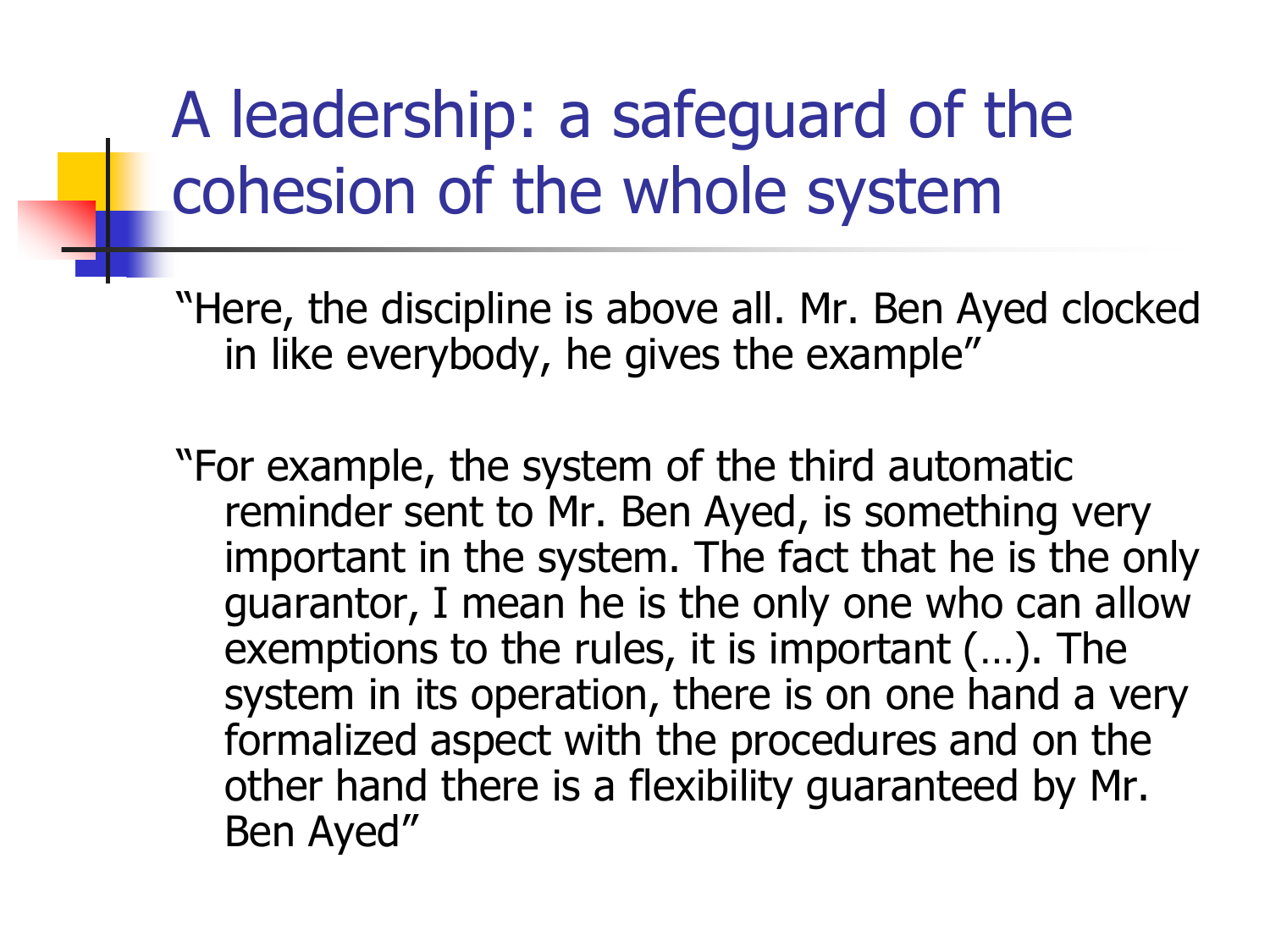# A leadership: a safeguard of the cohesion of the whole system

"Here, the discipline is above all. Mr. Ben Ayed clocked in like everybody, he gives the example"

"For example, the system of the third automatic reminder sent to Mr. Ben Ayed, is something very important in the system. The fact that he is the only guarantor, I mean he is the only one who can allow exemptions to the rules, it is important (…). The system in its operation, there is on one hand a very formalized aspect with the procedures and on the other hand there is a flexibility guaranteed by Mr. Ben Ayed"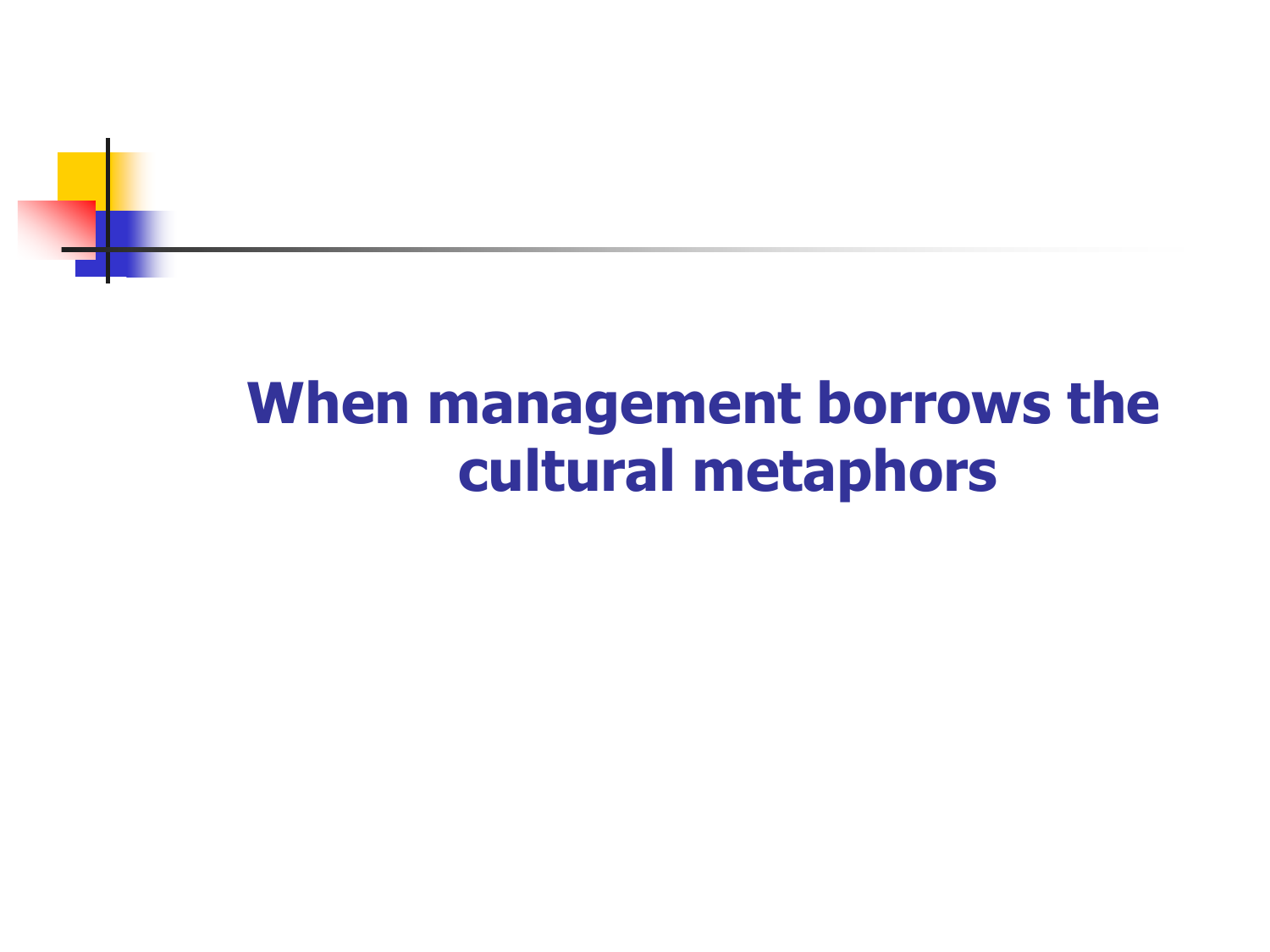# When management borrows the cultural metaphors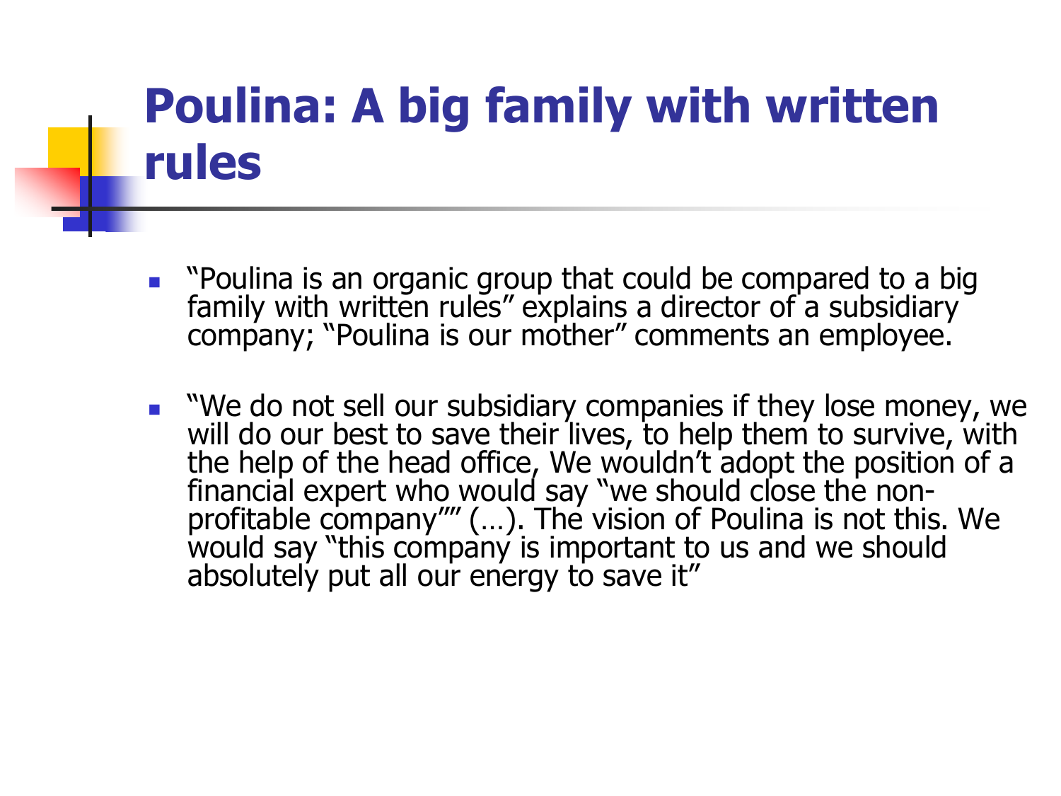# Poulina: A big family with written rules

- "Poulina is an organic group that could be compared to a big family with written rules" explains a director of a subsidiary company; "Poulina is our mother" comments an employee.
- "We do not sell our subsidiary companies if they lose money, we will do our best to save their lives, to help them to survive, with the help of the head office, We wouldn't adopt the position of a financial expert who would say "we should close the non-profitable company"" (…). The vision of Poulina is not this. We would say "this company is important to us and we should absolutely put all our energy to save it"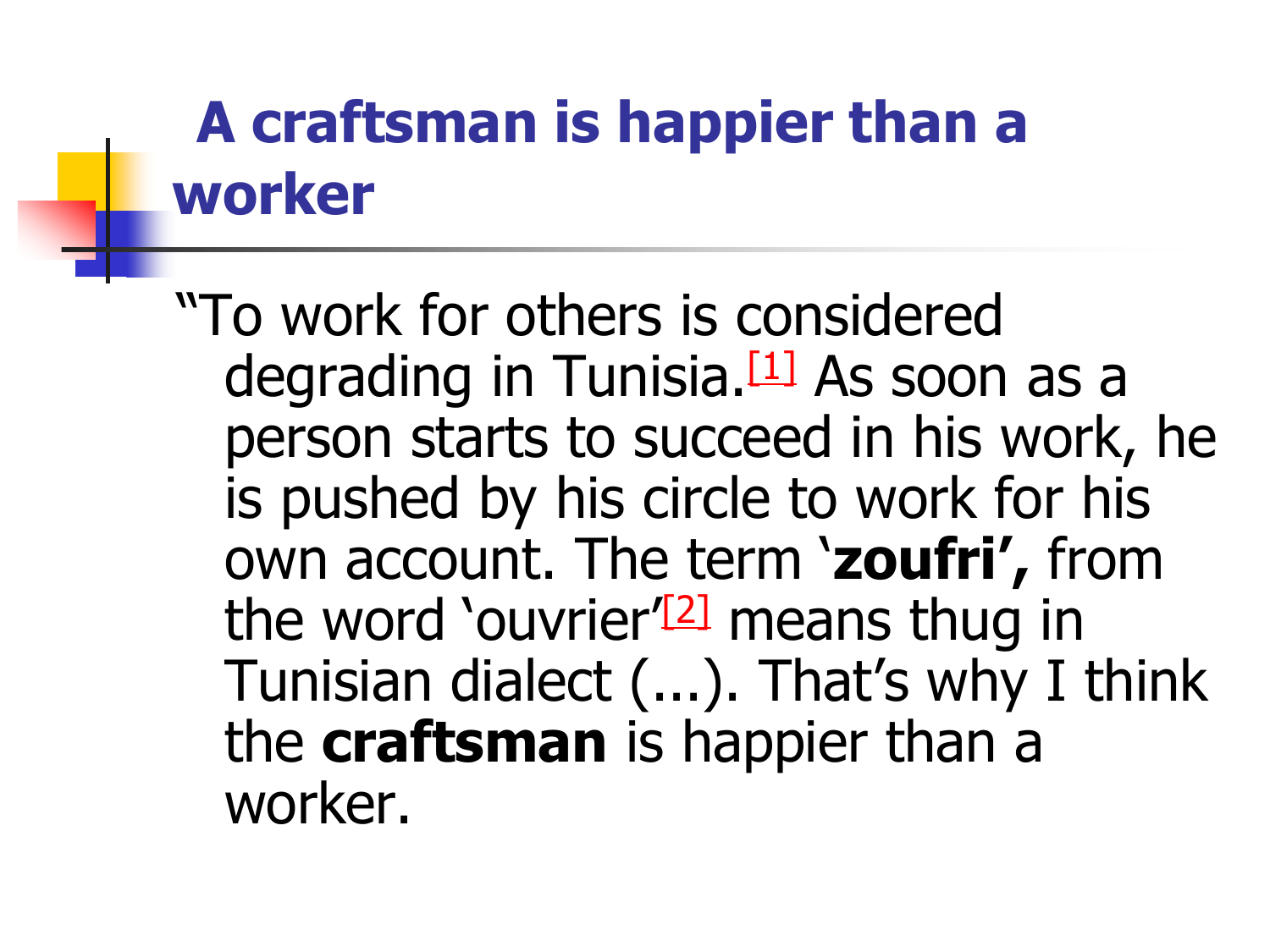# A craftsman is happier than a worker

"To work for others is considered degrading in Tunisia.[1] As soon as a person starts to succeed in his work, he is pushed by his circle to work for his own account. The term '**zoufri',** from the word 'ouvrier'[2] means thug in Tunisian dialect (...). That's why I think the **craftsman** is happier than a worker.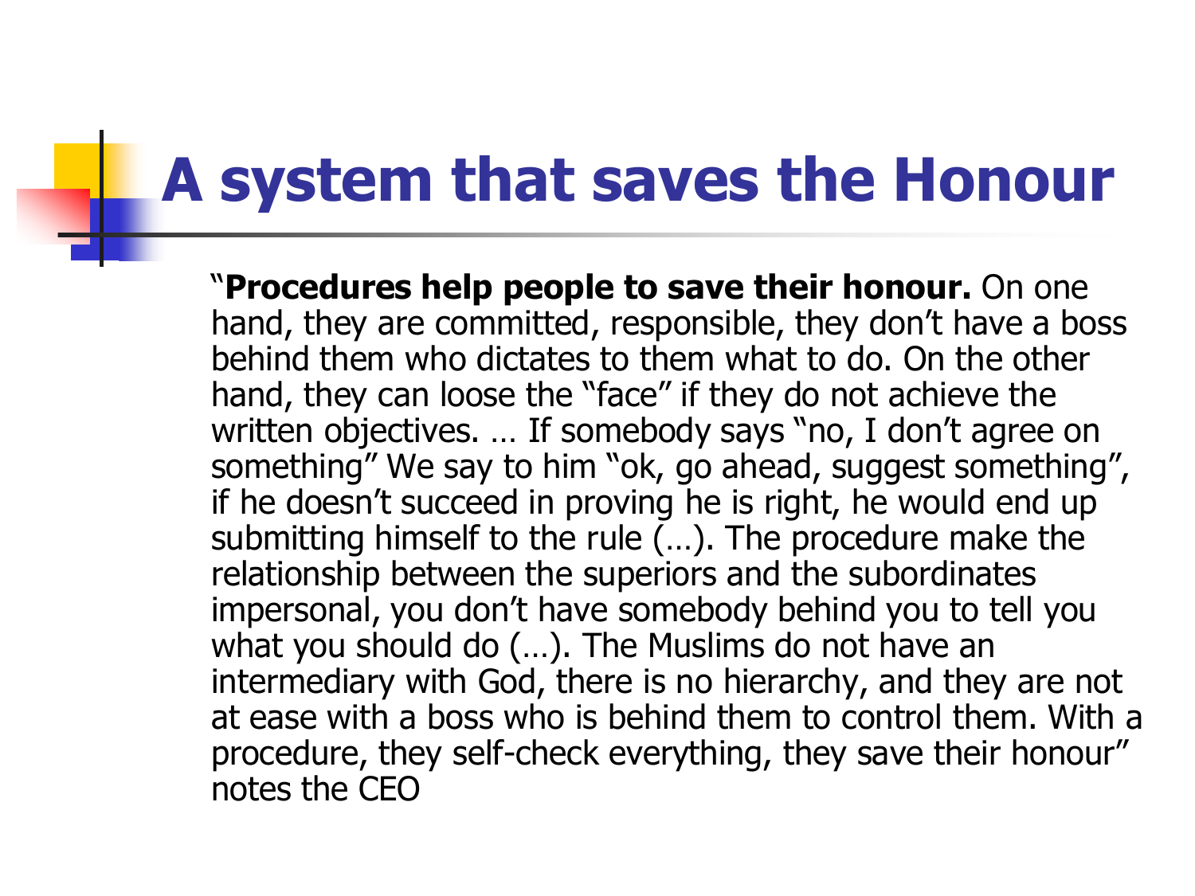# A system that saves the Honour

"**Procedures help people to save their honour.** On one hand, they are committed, responsible, they don't have a boss behind them who dictates to them what to do. On the other hand, they can loose the "face" if they do not achieve the written objectives. … If somebody says "no, I don't agree on something" We say to him "ok, go ahead, suggest something", if he doesn't succeed in proving he is right, he would end up submitting himself to the rule (…). The procedure make the relationship between the superiors and the subordinates impersonal, you don't have somebody behind you to tell you what you should do (…). The Muslims do not have an intermediary with God, there is no hierarchy, and they are not at ease with a boss who is behind them to control them. With a procedure, they self-check everything, they save their honour" notes the CEO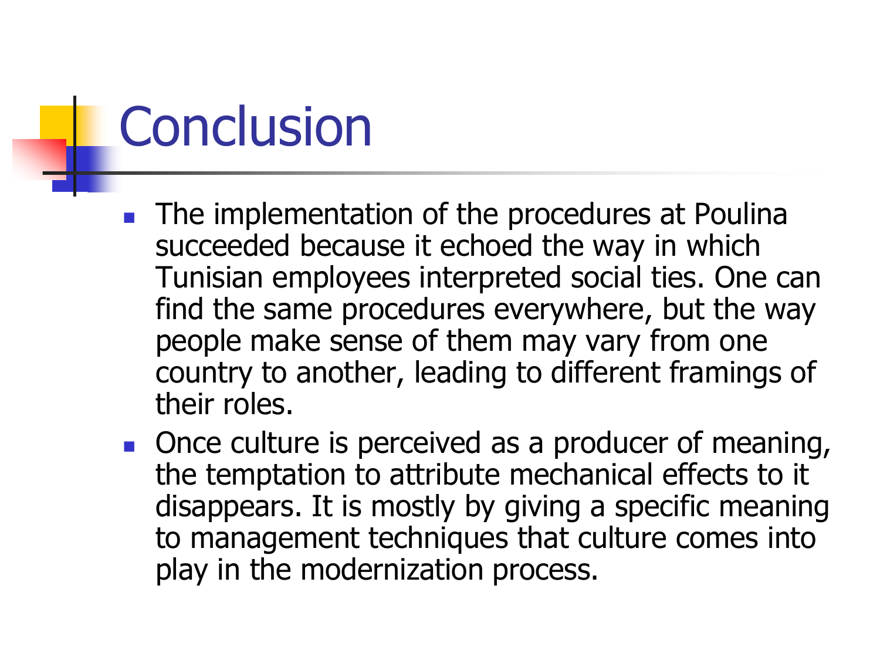# Conclusion

- The implementation of the procedures at Poulina succeeded because it echoed the way in which Tunisian employees interpreted social ties. One can find the same procedures everywhere, but the way people make sense of them may vary from one country to another, leading to different framings of their roles.
- Once culture is perceived as a producer of meaning, the temptation to attribute mechanical effects to it disappears. It is mostly by giving a specific meaning to management techniques that culture comes into play in the modernization process.